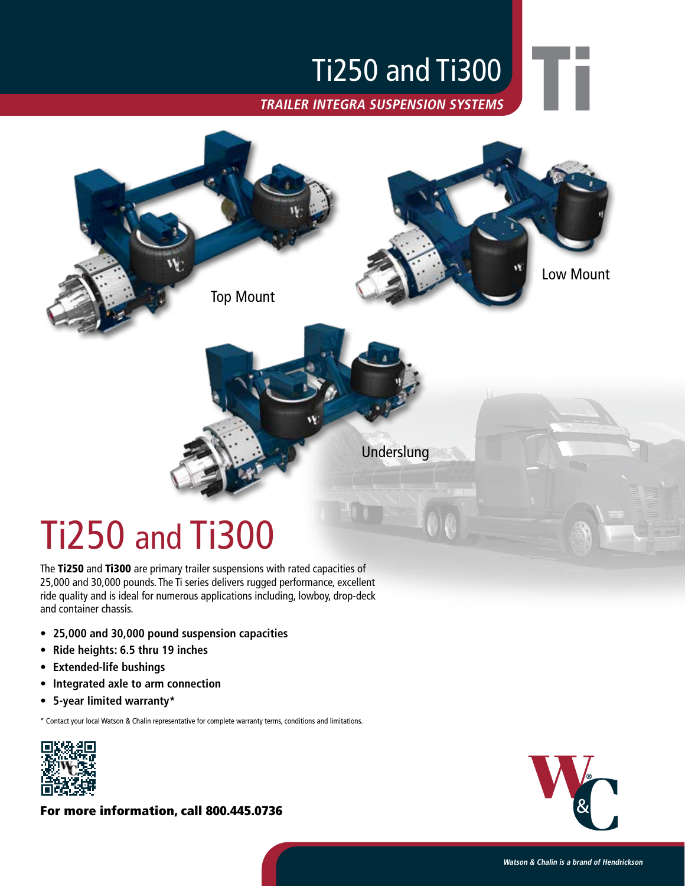# Ti250 and Ti300

***TRAILER INTEGRA SUSPENSION SYSTEMS***

Ti

Top Mount

Low Mount

Underslung

## Ti250 and Ti300

The **Ti250** and **Ti300** are primary trailer suspensions with rated capacities of 25,000 and 30,000 pounds. The Ti series delivers rugged performance, excellent ride quality and is ideal for numerous applications including, lowboy, drop-deck and container chassis.

- **25,000 and 30,000 pound suspension capacities**
- **Ride heights: 6.5 thru 19 inches**
- **Extended-life bushings**
- **Integrated axle to arm connection**
- **5-year limited warranty***

* Contact your local Watson & Chalin representative for complete warranty terms, conditions and limitations.

**For more information, call 800.445.0736**

*Watson & Chalin is a brand of Hendrickson*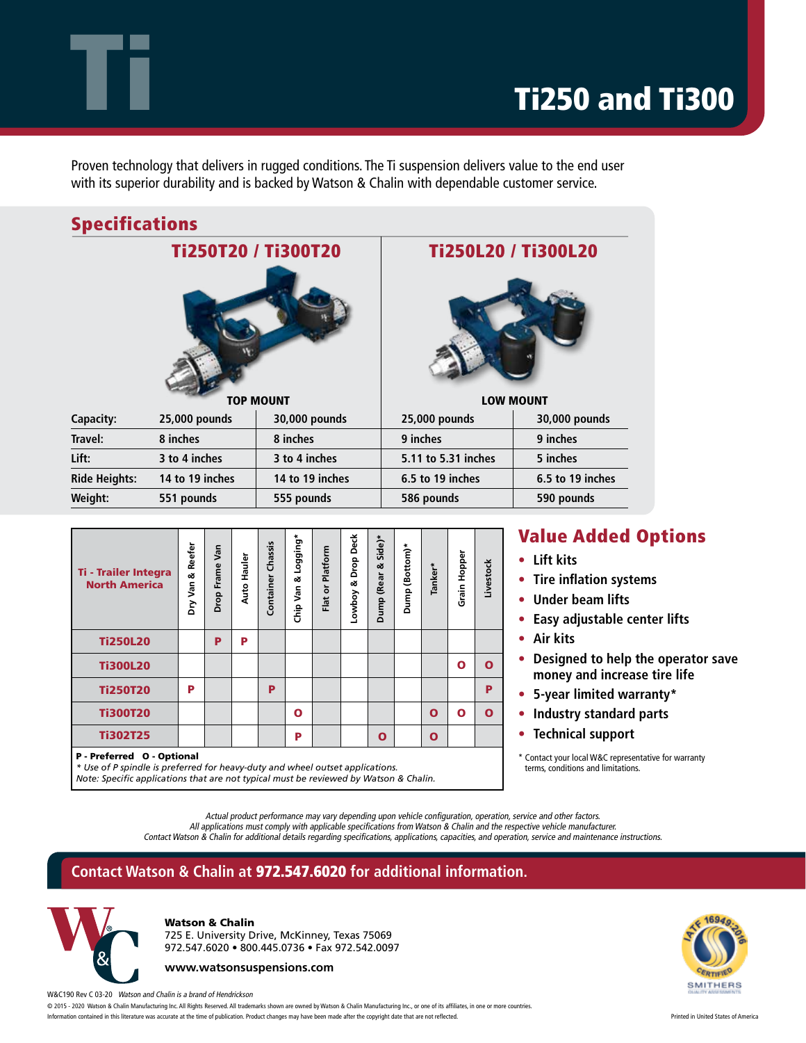# Ti250 and Ti300

Proven technology that delivers in rugged conditions. The Ti suspension delivers value to the end user with its superior durability and is backed by Watson & Chalin with dependable customer service.

## Specifications

| | Ti250T20 / Ti300T20 | | Ti250L20 / Ti300L20 | |
|---|---|---|---|---|
| | TOP MOUNT | | LOW MOUNT | |
| Capacity: | 25,000 pounds | 30,000 pounds | 25,000 pounds | 30,000 pounds |
| Travel: | 8 inches | 8 inches | 9 inches | 9 inches |
| Lift: | 3 to 4 inches | 3 to 4 inches | 5.11 to 5.31 inches | 5 inches |
| Ride Heights: | 14 to 19 inches | 14 to 19 inches | 6.5 to 19 inches | 6.5 to 19 inches |
| Weight: | 551 pounds | 555 pounds | 586 pounds | 590 pounds |

| Ti - Trailer Integra North America | Dry Van & Reefer | Drop Frame Van | Auto Hauler | Container Chassis | Chip Van & Logging* | Flat or Platform | Lowboy & Drop Deck | Dump (Rear & Side)* | Dump (Bottom)* | Tanker* | Grain Hopper | Livestock |
|---|---|---|---|---|---|---|---|---|---|---|---|---|
| Ti250L20 | | P | P | | | | | | | | | |
| Ti300L20 | | | | | | | | | | | O | O |
| Ti250T20 | P | | | P | | | | | | | | P |
| Ti300T20 | | | | | O | | | | | O | O | O |
| Ti302T25 | | | | | P | | | O | | O | | |

**P - Preferred O - Optional**
*\* Use of P spindle is preferred for heavy-duty and wheel outset applications.*
*Note: Specific applications that are not typical must be reviewed by Watson & Chalin.*

## Value Added Options

- Lift kits
- Tire inflation systems
- Under beam lifts
- Easy adjustable center lifts
- Air kits
- Designed to help the operator save money and increase tire life
- 5-year limited warranty*
- Industry standard parts
- Technical support

\* Contact your local W&C representative for warranty terms, conditions and limitations.

*Actual product performance may vary depending upon vehicle configuration, operation, service and other factors.*
*All applications must comply with applicable specifications from Watson & Chalin and the respective vehicle manufacturer.*
*Contact Watson & Chalin for additional details regarding specifications, applications, capacities, and operation, service and maintenance instructions.*

**Contact Watson & Chalin at 972.547.6020 for additional information.**

**Watson & Chalin**
725 E. University Drive, McKinney, Texas 75069
972.547.6020 • 800.445.0736 • Fax 972.542.0097

**www.watsonsuspensions.com**

W&C190 Rev C 03-20 *Watson and Chalin is a brand of Hendrickson*

© 2015 - 2020 Watson & Chalin Manufacturing Inc. All Rights Reserved. All trademarks shown are owned by Watson & Chalin Manufacturing Inc., or one of its affiliates, in one or more countries.
Information contained in this literature was accurate at the time of publication. Product changes may have been made after the copyright date that are not reflected.

Printed in United States of America